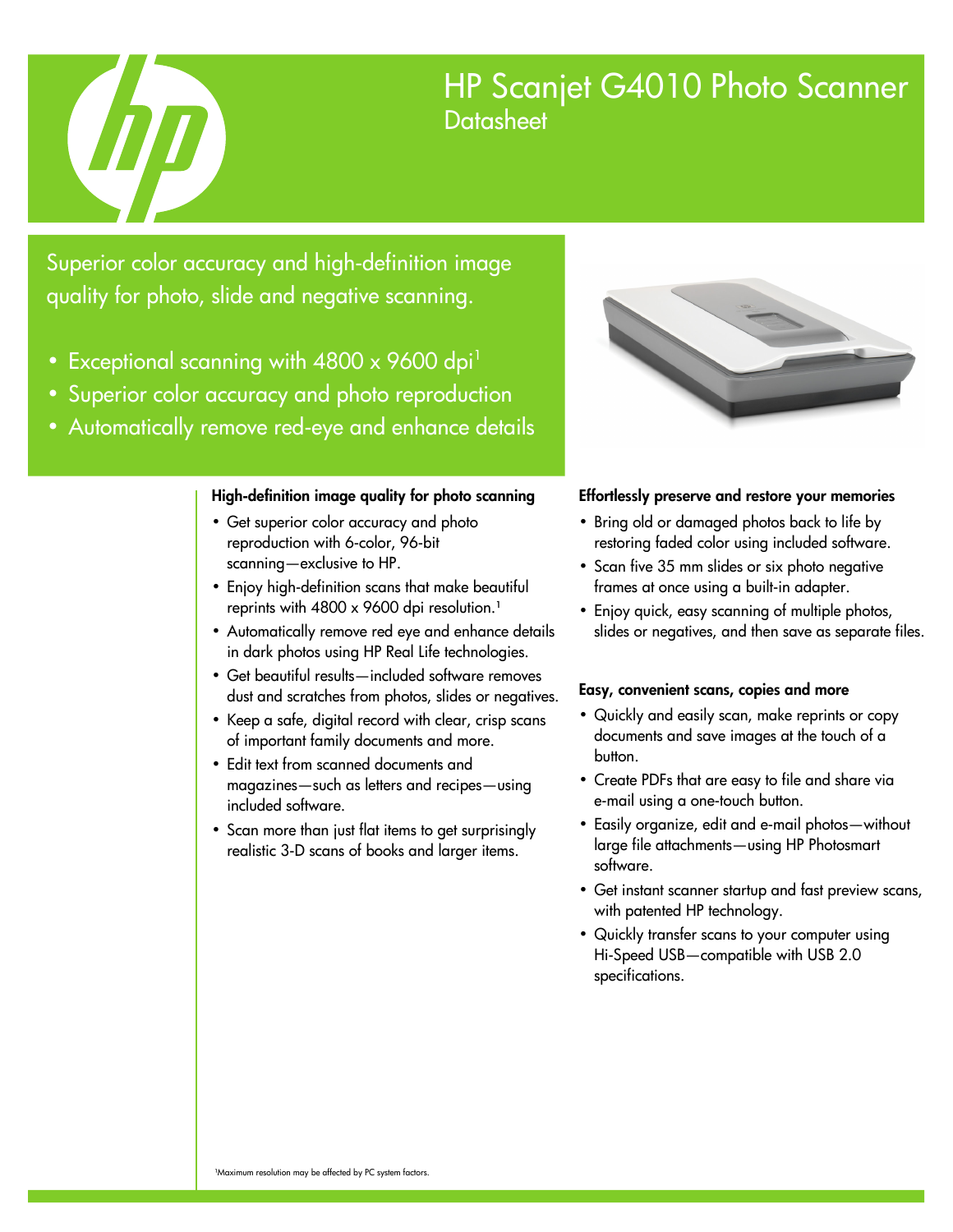# HP Scanjet G4010 Photo Scanner

## Datasheet

Superior color accuracy and high-definition image quality for photo, slide and negative scanning.

- Exceptional scanning with 4800 x 9600 dpi[1]
- Superior color accuracy and photo reproduction
- Automatically remove red-eye and enhance details

### High-definition image quality for photo scanning

- Get superior color accuracy and photo reproduction with 6-color, 96-bit scanning—exclusive to HP.
- Enjoy high-definition scans that make beautiful reprints with 4800 x 9600 dpi resolution.[1]
- Automatically remove red eye and enhance details in dark photos using HP Real Life technologies.
- Get beautiful results—included software removes dust and scratches from photos, slides or negatives.
- Keep a safe, digital record with clear, crisp scans of important family documents and more.
- Edit text from scanned documents and magazines—such as letters and recipes—using included software.
- Scan more than just flat items to get surprisingly realistic 3-D scans of books and larger items.

### Effortlessly preserve and restore your memories

- Bring old or damaged photos back to life by restoring faded color using included software.
- Scan five 35 mm slides or six photo negative frames at once using a built-in adapter.
- Enjoy quick, easy scanning of multiple photos, slides or negatives, and then save as separate files.

### Easy, convenient scans, copies and more

- Quickly and easily scan, make reprints or copy documents and save images at the touch of a button.
- Create PDFs that are easy to file and share via e-mail using a one-touch button.
- Easily organize, edit and e-mail photos—without large file attachments—using HP Photosmart software.
- Get instant scanner startup and fast preview scans, with patented HP technology.
- Quickly transfer scans to your computer using Hi-Speed USB—compatible with USB 2.0 specifications.

[1]Maximum resolution may be affected by PC system factors.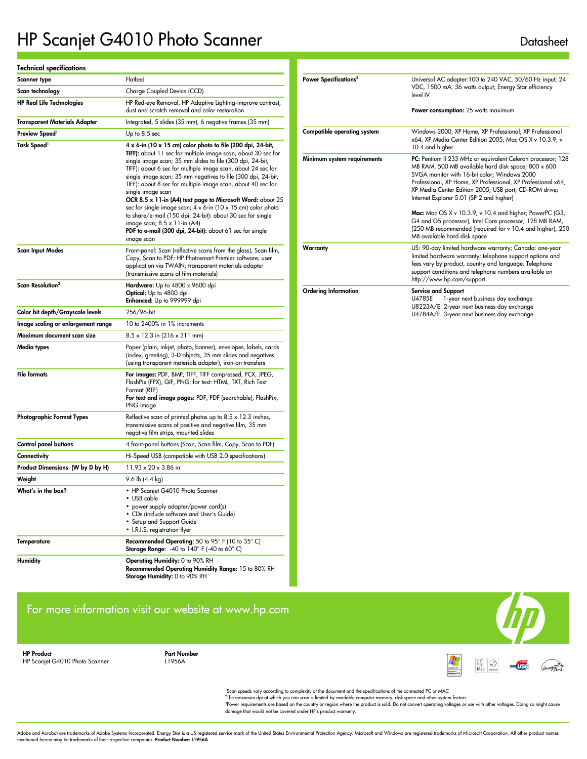# HP Scanjet G4010 Photo Scanner

Datasheet

## Technical specifications

| | |
|---|---|
| **Scanner type** | Flatbed |
| **Scan technology** | Charge Coupled Device (CCD) |
| **HP Real Life Technologies** | HP Red-eye Removal, HP Adaptive Lighting-improve contrast, dust and scratch removal and color restoration |
| **Transparent Materials Adapter** | Integrated, 5 slides (35 mm), 6 negative frames (35 mm) |
| **Preview Speed**[1] | Up to 8.5 sec |
| **Task Speed**[1] | **4 x 6-in (10 x 15 cm) color photo to file (200 dpi, 24-bit, TIFF):** about 11 sec for multiple image scan, about 30 sec for single image scan; 35 mm slides to file (300 dpi, 24-bit, TIFF): about 6 sec for multiple image scan, about 24 sec for single image scan; 35 mm negatives to file (300 dpi, 24-bit, TIFF): about 8 sec for multiple image scan, about 40 sec for single image scan<br>**OCR 8.5 x 11-in (A4) text page to Microsoft Word:** about 25 sec for single image scan; 4 x 6-in (10 x 15 cm) color photo to share/e-mail (150 dpi, 24-bit): about 30 sec for single image scan; 8.5 x 11-in (A4)<br>**PDF to e-mail (300 dpi, 24-bit):** about 61 sec for single image scan |
| **Scan Input Modes** | Front-panel: Scan (reflective scans from the glass), Scan film, Copy, Scan to PDF; HP Photosmart Premier software; user application via TWAIN; transparent materials adapter (transmissive scans of film materials) |
| **Scan Resolution**[2] | **Hardware:** Up to 4800 x 9600 dpi<br>**Optical:** Up to 4800 dpi<br>**Enhanced:** Up to 999999 dpi |
| **Color bit depth/Grayscale levels** | 256/96-bit |
| **Image scaling or enlargement range** | 10 to 2400% in 1% increments |
| **Maximum document scan size** | 8.5 x 12.3 in (216 x 311 mm) |
| **Media types** | Paper (plain, inkjet, photo, banner), envelopes, labels, cards (index, greeting), 3-D objects, 35 mm slides and negatives (using transparent materials adapter), iron-on transfers |
| **File formats** | **For images:** PDF, BMP, TIFF, TIFF compressed, PCX, JPEG, FlashPix (FPX), GIF, PNG; for text: HTML, TXT, Rich Text Format (RTF)<br>**For text and image pages:** PDF, PDF (searchable), FlashPix, PNG image |
| **Photographic Format Types** | Reflective scan of printed photos up to 8.5 x 12.3 inches, transmissive scans of positive and negative film, 35 mm negative film strips, mounted slides |
| **Control panel buttons** | 4 front-panel buttons (Scan, Scan film, Copy, Scan to PDF) |
| **Connectivity** | Hi-Speed USB (compatible with USB 2.0 specifications) |
| **Product Dimensions (W by D by H)** | 11.93 x 20 x 3.86 in |
| **Weight** | 9.6 lb (4.4 kg) |
| **What's in the box?** | • HP Scanjet G4010 Photo Scanner<br>• USB cable<br>• power supply adapter/power cord(s)<br>• CDs (include software and User's Guide)<br>• Setup and Support Guide<br>• I.R.I.S. registration flyer |
| **Temperature** | **Recommended Operating:** 50 to 95° F (10 to 35° C)<br>**Storage Range:** -40 to 140° F (-40 to 60° C) |
| **Humidity** | **Operating Humidity:** 0 to 90% RH<br>**Recommended Operating Humidity Range:** 15 to 80% RH<br>**Storage Humidity:** 0 to 90% RH |
| **Power Specifications**[3] | Universal AC adapter:100 to 240 VAC, 50/60 Hz input; 24 VDC, 1500 mA, 36 watts output; Energy Star efficiency level IV<br><br>**Power consumption:** 25 watts maximum |
| **Compatible operating system** | Windows 2000, XP Home, XP Professional, XP Professional x64, XP Media Center Edition 2005; Mac OS X v 10.3.9, v 10.4 and higher |
| **Minimum system requirements** | **PC:** Pentium II 233 MHz or equivalent Celeron processor; 128 MB RAM, 500 MB available hard disk space; 800 x 600 SVGA monitor with 16-bit color; Windows 2000 Professional, XP Home, XP Professional, XP Professional x64, XP Media Center Edition 2005; USB port; CD-ROM drive; Internet Explorer 5.01 (SP 2 and higher)<br><br>**Mac:** Mac OS X v 10.3.9, v 10.4 and higher; PowerPC (G3, G4 and G5 processor), Intel Core processor; 128 MB RAM, [250 MB recommended (required for v 10.4 and higher), 250 MB available hard disk space |
| **Warranty** | US: 90-day limited hardware warranty; Canada: one-year limited hardware warranty; telephone support options and fees vary by product, country and language. Telephone support conditions and telephone numbers available on http://www.hp.com/support. |
| **Ordering Information** | **Service and Support**<br>U4785E 1-year next business day exchange<br>U8223A/E 2-year next business day exchange<br>U4784A/E 3-year next business day exchange |

For more information visit our website at www.hp.com

| HP Product | Part Number |
|---|---|
| HP Scanjet G4010 Photo Scanner | L1956A |

[1]Scan speeds vary according to complexity of the document and the specifications of the connected PC or MAC

[2]The maximum dpi at which you can scan is limited by available computer memory, disk space and other system factors.

[3]Power requirements are based on the country or region where the product is sold. Do not convert operating voltages or use with other voltages. Doing so might cause damage that would not be covered under HP's product warranty.

Adobe and Acrobat are trademarks of Adobe Systems Incorporated. Energy Star is a US registered service mark of the United States Environmental Protection Agency. Microsoft and Windows are registered trademarks of Microsoft Corporation. All other product names mentioned herein may be trademarks of their respective companies. **Product Number: L1956A**